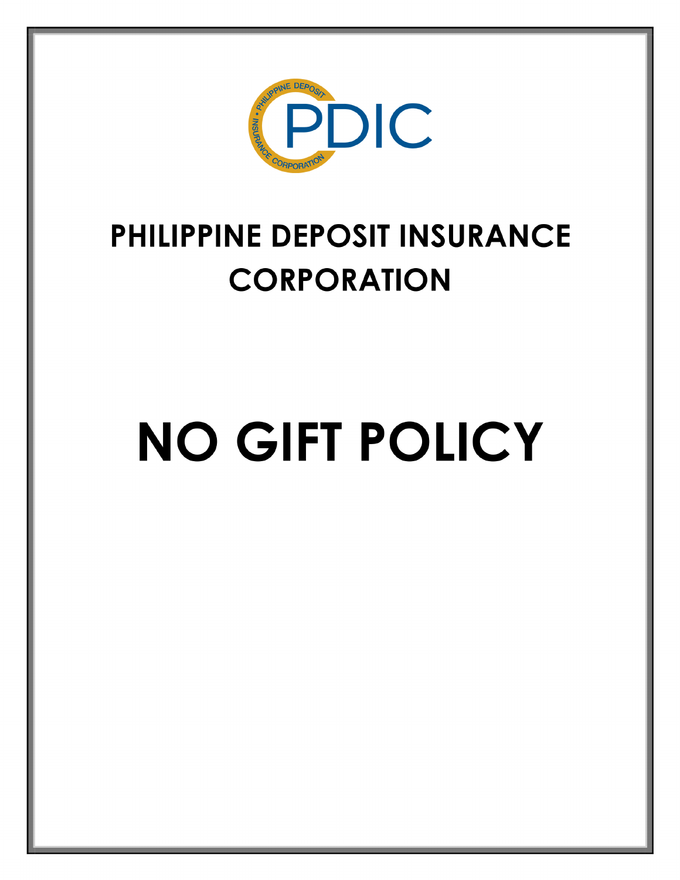# PHILIPPINE DEPOSIT INSURANCE CORPORATION

# NO GIFT POLICY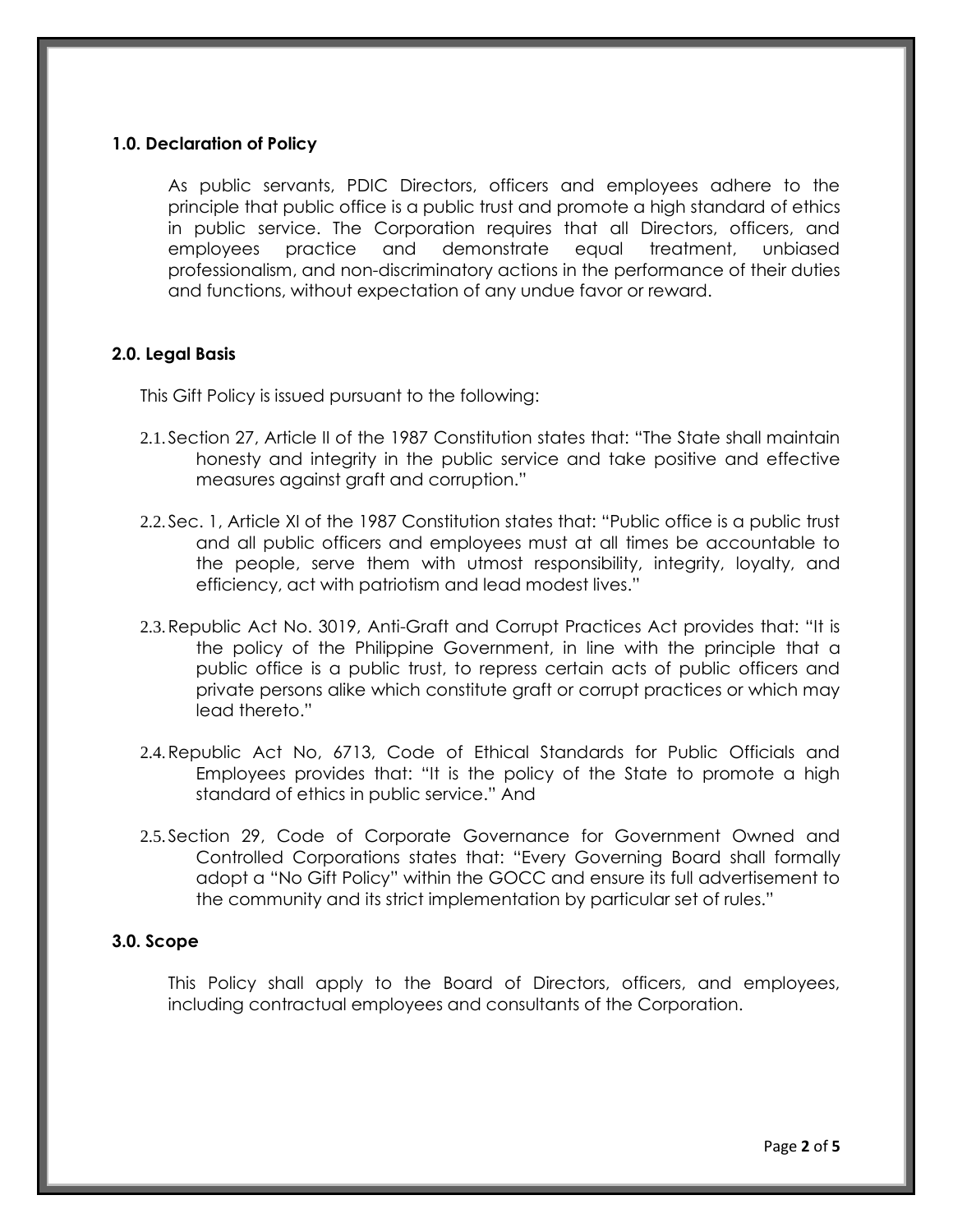### 1.0. Declaration of Policy

As public servants, PDIC Directors, officers and employees adhere to the principle that public office is a public trust and promote a high standard of ethics in public service. The Corporation requires that all Directors, officers, and employees practice and demonstrate equal treatment, unbiased professionalism, and non-discriminatory actions in the performance of their duties and functions, without expectation of any undue favor or reward.

### 2.0. Legal Basis

This Gift Policy is issued pursuant to the following:

2.1. Section 27, Article II of the 1987 Constitution states that: "The State shall maintain honesty and integrity in the public service and take positive and effective measures against graft and corruption."

2.2. Sec. 1, Article XI of the 1987 Constitution states that: "Public office is a public trust and all public officers and employees must at all times be accountable to the people, serve them with utmost responsibility, integrity, loyalty, and efficiency, act with patriotism and lead modest lives."

2.3. Republic Act No. 3019, Anti-Graft and Corrupt Practices Act provides that: "It is the policy of the Philippine Government, in line with the principle that a public office is a public trust, to repress certain acts of public officers and private persons alike which constitute graft or corrupt practices or which may lead thereto."

2.4. Republic Act No, 6713, Code of Ethical Standards for Public Officials and Employees provides that: "It is the policy of the State to promote a high standard of ethics in public service." And

2.5. Section 29, Code of Corporate Governance for Government Owned and Controlled Corporations states that: "Every Governing Board shall formally adopt a "No Gift Policy" within the GOCC and ensure its full advertisement to the community and its strict implementation by particular set of rules."

### 3.0. Scope

This Policy shall apply to the Board of Directors, officers, and employees, including contractual employees and consultants of the Corporation.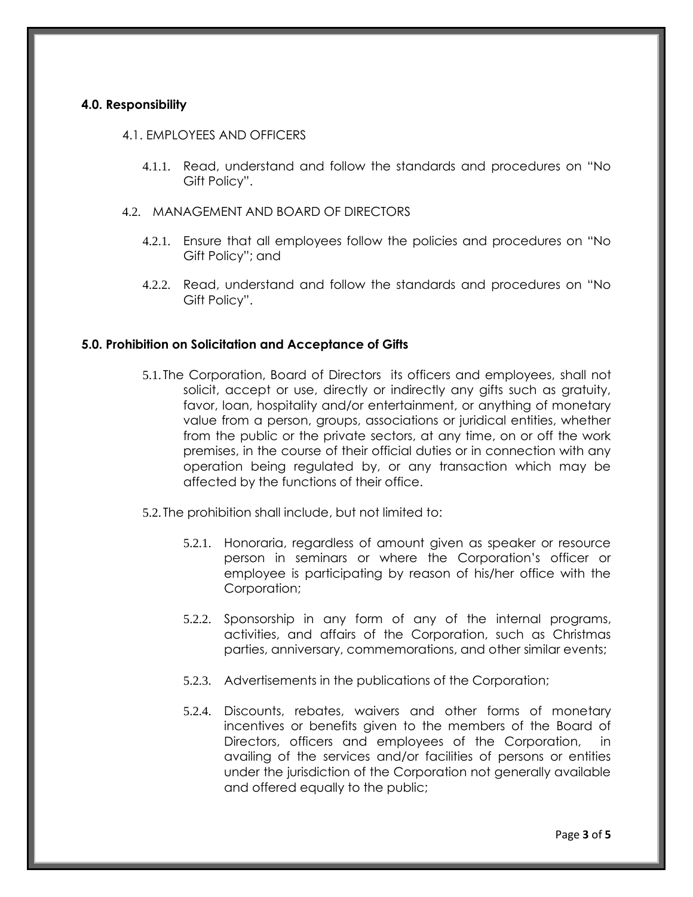### 4.0. Responsibility

4.1. EMPLOYEES AND OFFICERS

4.1.1. Read, understand and follow the standards and procedures on "No Gift Policy".

4.2. MANAGEMENT AND BOARD OF DIRECTORS

4.2.1. Ensure that all employees follow the policies and procedures on "No Gift Policy"; and

4.2.2. Read, understand and follow the standards and procedures on "No Gift Policy".

### 5.0. Prohibition on Solicitation and Acceptance of Gifts

5.1. The Corporation, Board of Directors its officers and employees, shall not solicit, accept or use, directly or indirectly any gifts such as gratuity, favor, loan, hospitality and/or entertainment, or anything of monetary value from a person, groups, associations or juridical entities, whether from the public or the private sectors, at any time, on or off the work premises, in the course of their official duties or in connection with any operation being regulated by, or any transaction which may be affected by the functions of their office.

5.2. The prohibition shall include, but not limited to:

5.2.1. Honoraria, regardless of amount given as speaker or resource person in seminars or where the Corporation's officer or employee is participating by reason of his/her office with the Corporation;

5.2.2. Sponsorship in any form of any of the internal programs, activities, and affairs of the Corporation, such as Christmas parties, anniversary, commemorations, and other similar events;

5.2.3. Advertisements in the publications of the Corporation;

5.2.4. Discounts, rebates, waivers and other forms of monetary incentives or benefits given to the members of the Board of Directors, officers and employees of the Corporation, in availing of the services and/or facilities of persons or entities under the jurisdiction of the Corporation not generally available and offered equally to the public;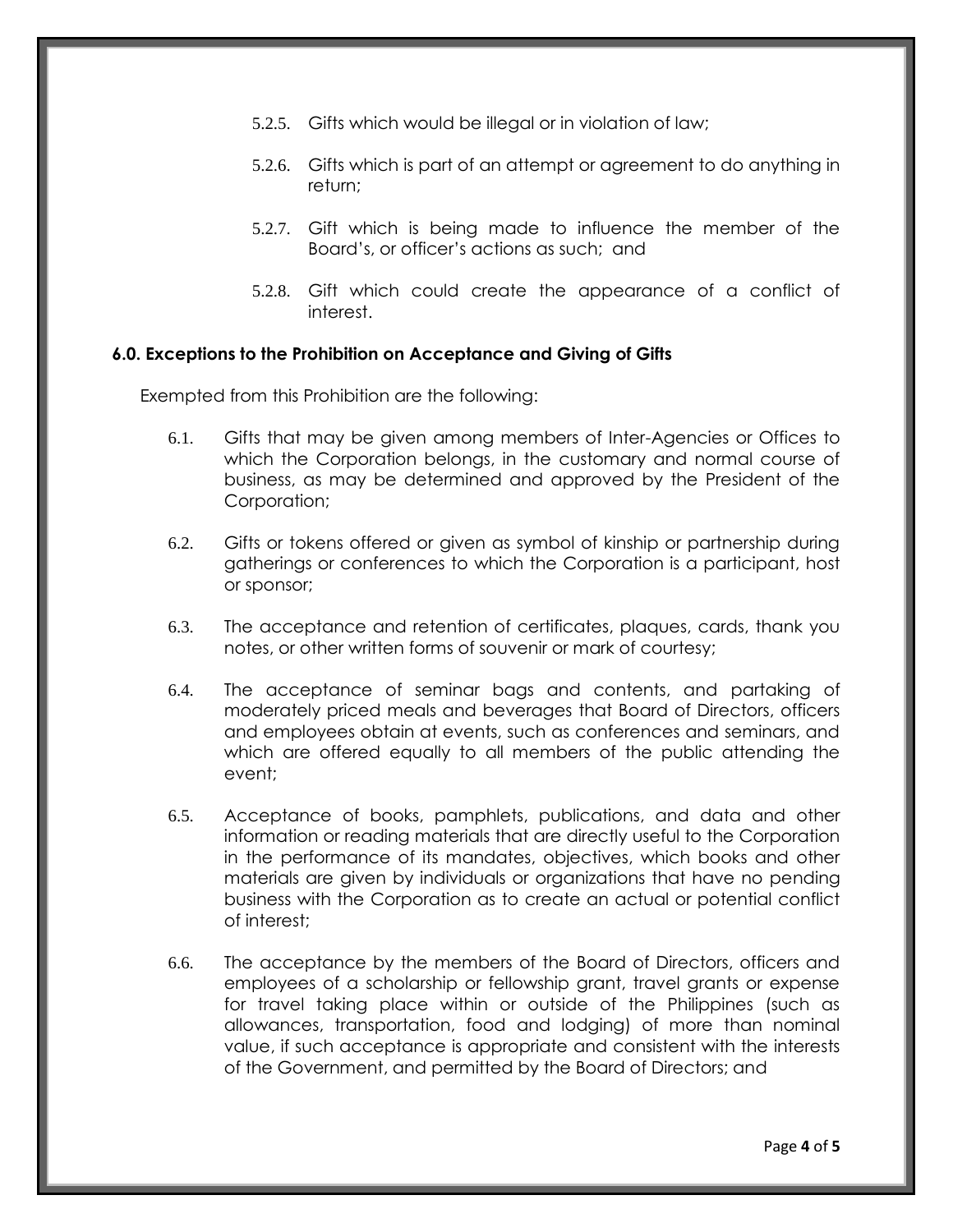5.2.5. Gifts which would be illegal or in violation of law;

5.2.6. Gifts which is part of an attempt or agreement to do anything in return;

5.2.7. Gift which is being made to influence the member of the Board's, or officer's actions as such; and

5.2.8. Gift which could create the appearance of a conflict of interest.

### 6.0. Exceptions to the Prohibition on Acceptance and Giving of Gifts

Exempted from this Prohibition are the following:

6.1. Gifts that may be given among members of Inter-Agencies or Offices to which the Corporation belongs, in the customary and normal course of business, as may be determined and approved by the President of the Corporation;

6.2. Gifts or tokens offered or given as symbol of kinship or partnership during gatherings or conferences to which the Corporation is a participant, host or sponsor;

6.3. The acceptance and retention of certificates, plaques, cards, thank you notes, or other written forms of souvenir or mark of courtesy;

6.4. The acceptance of seminar bags and contents, and partaking of moderately priced meals and beverages that Board of Directors, officers and employees obtain at events, such as conferences and seminars, and which are offered equally to all members of the public attending the event;

6.5. Acceptance of books, pamphlets, publications, and data and other information or reading materials that are directly useful to the Corporation in the performance of its mandates, objectives, which books and other materials are given by individuals or organizations that have no pending business with the Corporation as to create an actual or potential conflict of interest;

6.6. The acceptance by the members of the Board of Directors, officers and employees of a scholarship or fellowship grant, travel grants or expense for travel taking place within or outside of the Philippines (such as allowances, transportation, food and lodging) of more than nominal value, if such acceptance is appropriate and consistent with the interests of the Government, and permitted by the Board of Directors; and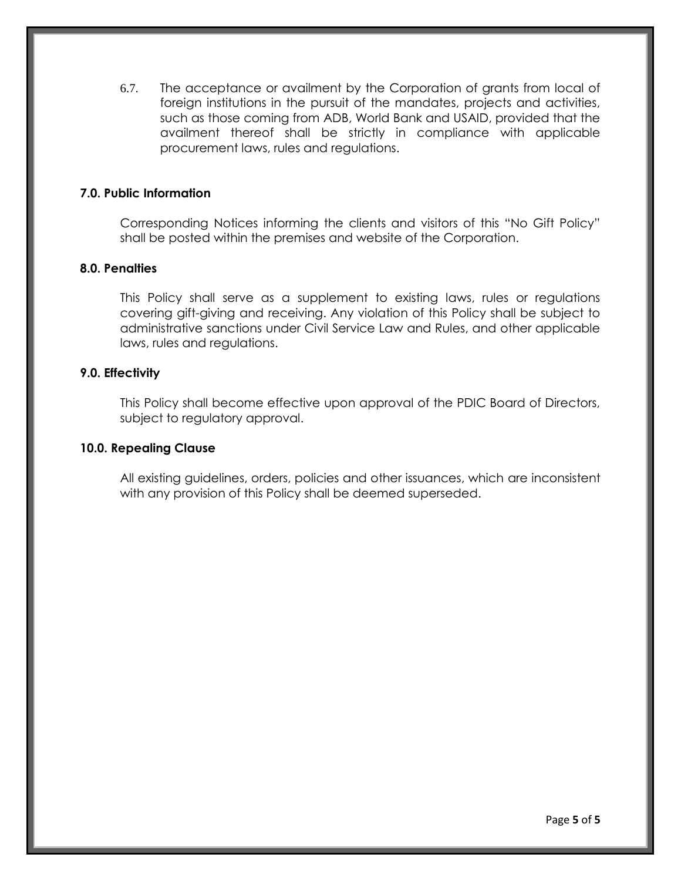6.7. The acceptance or availment by the Corporation of grants from local of foreign institutions in the pursuit of the mandates, projects and activities, such as those coming from ADB, World Bank and USAID, provided that the availment thereof shall be strictly in compliance with applicable procurement laws, rules and regulations.

**7.0. Public Information**

Corresponding Notices informing the clients and visitors of this "No Gift Policy" shall be posted within the premises and website of the Corporation.

**8.0. Penalties**

This Policy shall serve as a supplement to existing laws, rules or regulations covering gift-giving and receiving. Any violation of this Policy shall be subject to administrative sanctions under Civil Service Law and Rules, and other applicable laws, rules and regulations.

**9.0. Effectivity**

This Policy shall become effective upon approval of the PDIC Board of Directors, subject to regulatory approval.

**10.0. Repealing Clause**

All existing guidelines, orders, policies and other issuances, which are inconsistent with any provision of this Policy shall be deemed superseded.